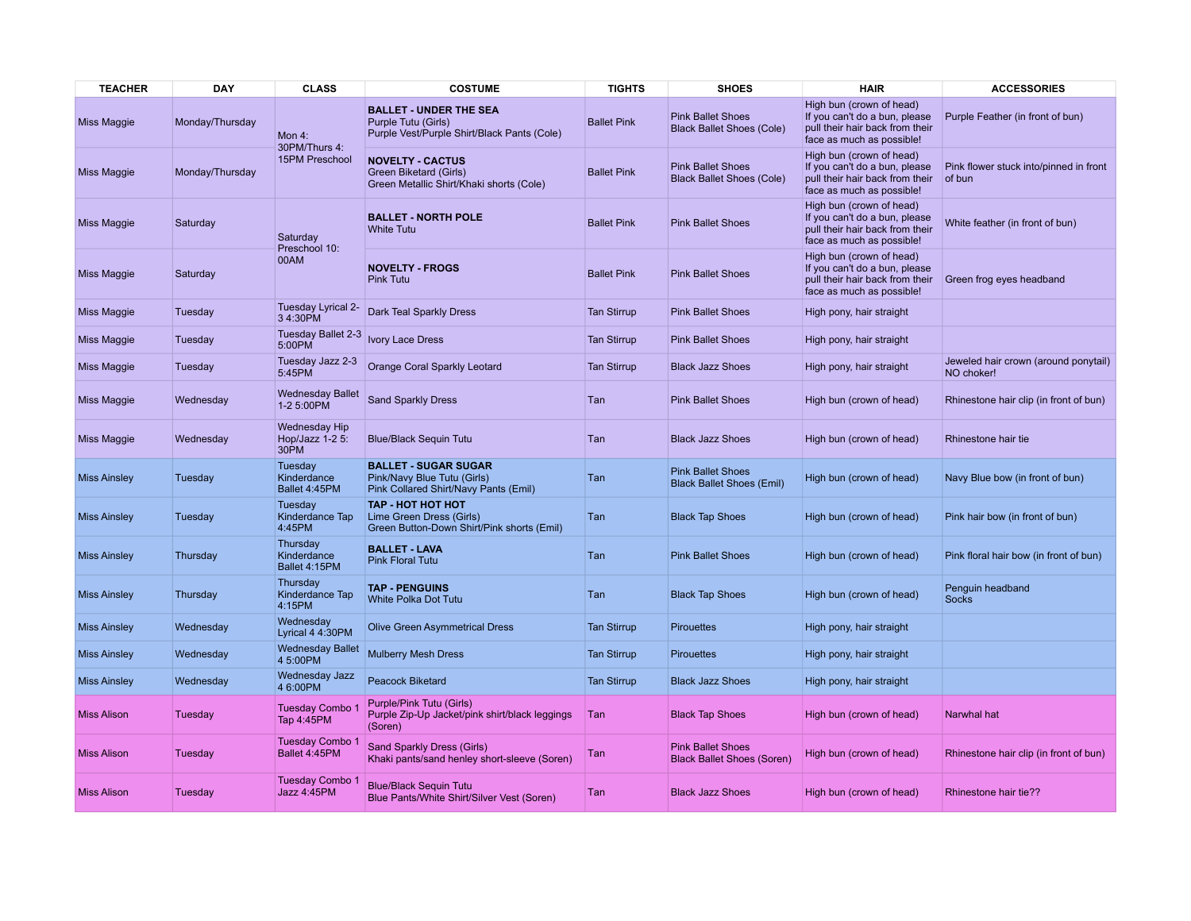| TEACHER | DAY | CLASS | COSTUME | TIGHTS | SHOES | HAIR | ACCESSORIES |
| --- | --- | --- | --- | --- | --- | --- | --- |
| Miss Maggie | Monday/Thursday | Mon 4:30PM/Thurs 4:15PM Preschool | **BALLET - UNDER THE SEA**<br>Purple Tutu (Girls)<br>Purple Vest/Purple Shirt/Black Pants (Cole) | Ballet Pink | Pink Ballet Shoes<br>Black Ballet Shoes (Cole) | High bun (crown of head)<br>If you can't do a bun, please pull their hair back from their face as much as possible! | Purple Feather (in front of bun) |
| Miss Maggie | Monday/Thursday | | **NOVELTY - CACTUS**<br>Green Biketard (Girls)<br>Green Metallic Shirt/Khaki shorts (Cole) | Ballet Pink | Pink Ballet Shoes<br>Black Ballet Shoes (Cole) | High bun (crown of head)<br>If you can't do a bun, please pull their hair back from their face as much as possible! | Pink flower stuck into/pinned in front of bun |
| Miss Maggie | Saturday | Saturday Preschool 10:00AM | **BALLET - NORTH POLE**<br>White Tutu | Ballet Pink | Pink Ballet Shoes | High bun (crown of head)<br>If you can't do a bun, please pull their hair back from their face as much as possible! | White feather (in front of bun) |
| Miss Maggie | Saturday | | **NOVELTY - FROGS**<br>Pink Tutu | Ballet Pink | Pink Ballet Shoes | High bun (crown of head)<br>If you can't do a bun, please pull their hair back from their face as much as possible! | Green frog eyes headband |
| Miss Maggie | Tuesday | Tuesday Lyrical 2-3 4:30PM | Dark Teal Sparkly Dress | Tan Stirrup | Pink Ballet Shoes | High pony, hair straight | |
| Miss Maggie | Tuesday | Tuesday Ballet 2-3 5:00PM | Ivory Lace Dress | Tan Stirrup | Pink Ballet Shoes | High pony, hair straight | |
| Miss Maggie | Tuesday | Tuesday Jazz 2-3 5:45PM | Orange Coral Sparkly Leotard | Tan Stirrup | Black Jazz Shoes | High pony, hair straight | Jeweled hair crown (around ponytail)<br>NO choker! |
| Miss Maggie | Wednesday | Wednesday Ballet 1-2 5:00PM | Sand Sparkly Dress | Tan | Pink Ballet Shoes | High bun (crown of head) | Rhinestone hair clip (in front of bun) |
| Miss Maggie | Wednesday | Wednesday Hip Hop/Jazz 1-2 5:30PM | Blue/Black Sequin Tutu | Tan | Black Jazz Shoes | High bun (crown of head) | Rhinestone hair tie |
| Miss Ainsley | Tuesday | Tuesday Kinderdance Ballet 4:45PM | **BALLET - SUGAR SUGAR**<br>Pink/Navy Blue Tutu (Girls)<br>Pink Collared Shirt/Navy Pants (Emil) | Tan | Pink Ballet Shoes<br>Black Ballet Shoes (Emil) | High bun (crown of head) | Navy Blue bow (in front of bun) |
| Miss Ainsley | Tuesday | Tuesday Kinderdance Tap 4:45PM | **TAP - HOT HOT HOT**<br>Lime Green Dress (Girls)<br>Green Button-Down Shirt/Pink shorts (Emil) | Tan | Black Tap Shoes | High bun (crown of head) | Pink hair bow (in front of bun) |
| Miss Ainsley | Thursday | Thursday Kinderdance Ballet 4:15PM | **BALLET - LAVA**<br>Pink Floral Tutu | Tan | Pink Ballet Shoes | High bun (crown of head) | Pink floral hair bow (in front of bun) |
| Miss Ainsley | Thursday | Thursday Kinderdance Tap 4:15PM | **TAP - PENGUINS**<br>White Polka Dot Tutu | Tan | Black Tap Shoes | High bun (crown of head) | Penguin headband<br>Socks |
| Miss Ainsley | Wednesday | Wednesday Lyrical 4 4:30PM | Olive Green Asymmetrical Dress | Tan Stirrup | Pirouettes | High pony, hair straight | |
| Miss Ainsley | Wednesday | Wednesday Ballet 4 5:00PM | Mulberry Mesh Dress | Tan Stirrup | Pirouettes | High pony, hair straight | |
| Miss Ainsley | Wednesday | Wednesday Jazz 4 6:00PM | Peacock Biketard | Tan Stirrup | Black Jazz Shoes | High pony, hair straight | |
| Miss Alison | Tuesday | Tuesday Combo 1 Tap 4:45PM | Purple/Pink Tutu (Girls)<br>Purple Zip-Up Jacket/pink shirt/black leggings (Soren) | Tan | Black Tap Shoes | High bun (crown of head) | Narwhal hat |
| Miss Alison | Tuesday | Tuesday Combo 1 Ballet 4:45PM | Sand Sparkly Dress (Girls)<br>Khaki pants/sand henley short-sleeve (Soren) | Tan | Pink Ballet Shoes<br>Black Ballet Shoes (Soren) | High bun (crown of head) | Rhinestone hair clip (in front of bun) |
| Miss Alison | Tuesday | Tuesday Combo 1 Jazz 4:45PM | Blue/Black Sequin Tutu<br>Blue Pants/White Shirt/Silver Vest (Soren) | Tan | Black Jazz Shoes | High bun (crown of head) | Rhinestone hair tie?? |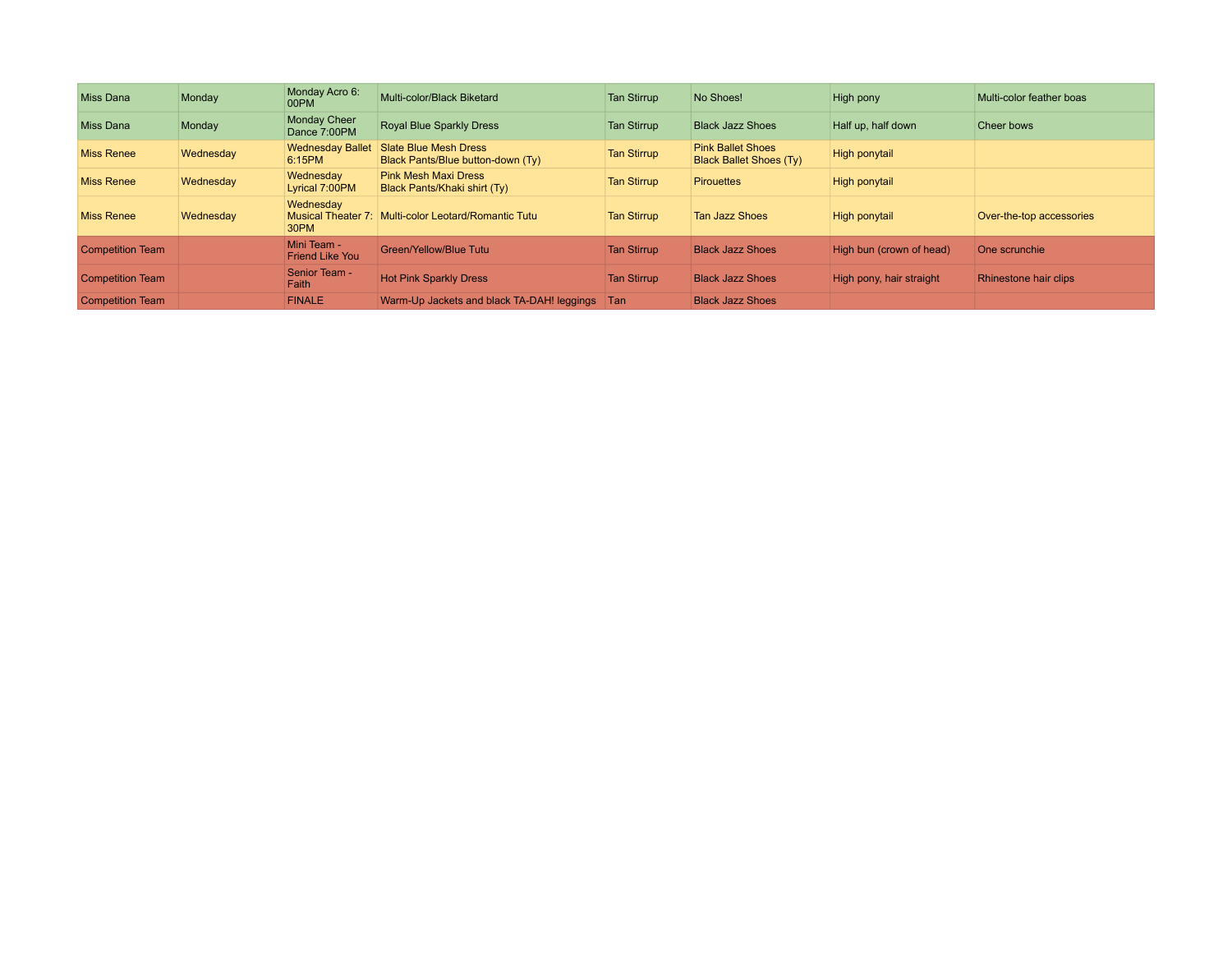| | | | | | | | |
|---|---|---|---|---|---|---|---|
| Miss Dana | Monday | Monday Acro 6:00PM | Multi-color/Black Biketard | Tan Stirrup | No Shoes! | High pony | Multi-color feather boas |
| Miss Dana | Monday | Monday Cheer Dance 7:00PM | Royal Blue Sparkly Dress | Tan Stirrup | Black Jazz Shoes | Half up, half down | Cheer bows |
| Miss Renee | Wednesday | Wednesday Ballet 6:15PM | Slate Blue Mesh Dress<br>Black Pants/Blue button-down (Ty) | Tan Stirrup | Pink Ballet Shoes<br>Black Ballet Shoes (Ty) | High ponytail | |
| Miss Renee | Wednesday | Wednesday Lyrical 7:00PM | Pink Mesh Maxi Dress<br>Black Pants/Khaki shirt (Ty) | Tan Stirrup | Pirouettes | High ponytail | |
| Miss Renee | Wednesday | Wednesday Musical Theater 7:30PM | Multi-color Leotard/Romantic Tutu | Tan Stirrup | Tan Jazz Shoes | High ponytail | Over-the-top accessories |
| Competition Team | | Mini Team - Friend Like You | Green/Yellow/Blue Tutu | Tan Stirrup | Black Jazz Shoes | High bun (crown of head) | One scrunchie |
| Competition Team | | Senior Team - Faith | Hot Pink Sparkly Dress | Tan Stirrup | Black Jazz Shoes | High pony, hair straight | Rhinestone hair clips |
| Competition Team | | FINALE | Warm-Up Jackets and black TA-DAH! leggings | Tan | Black Jazz Shoes | | |